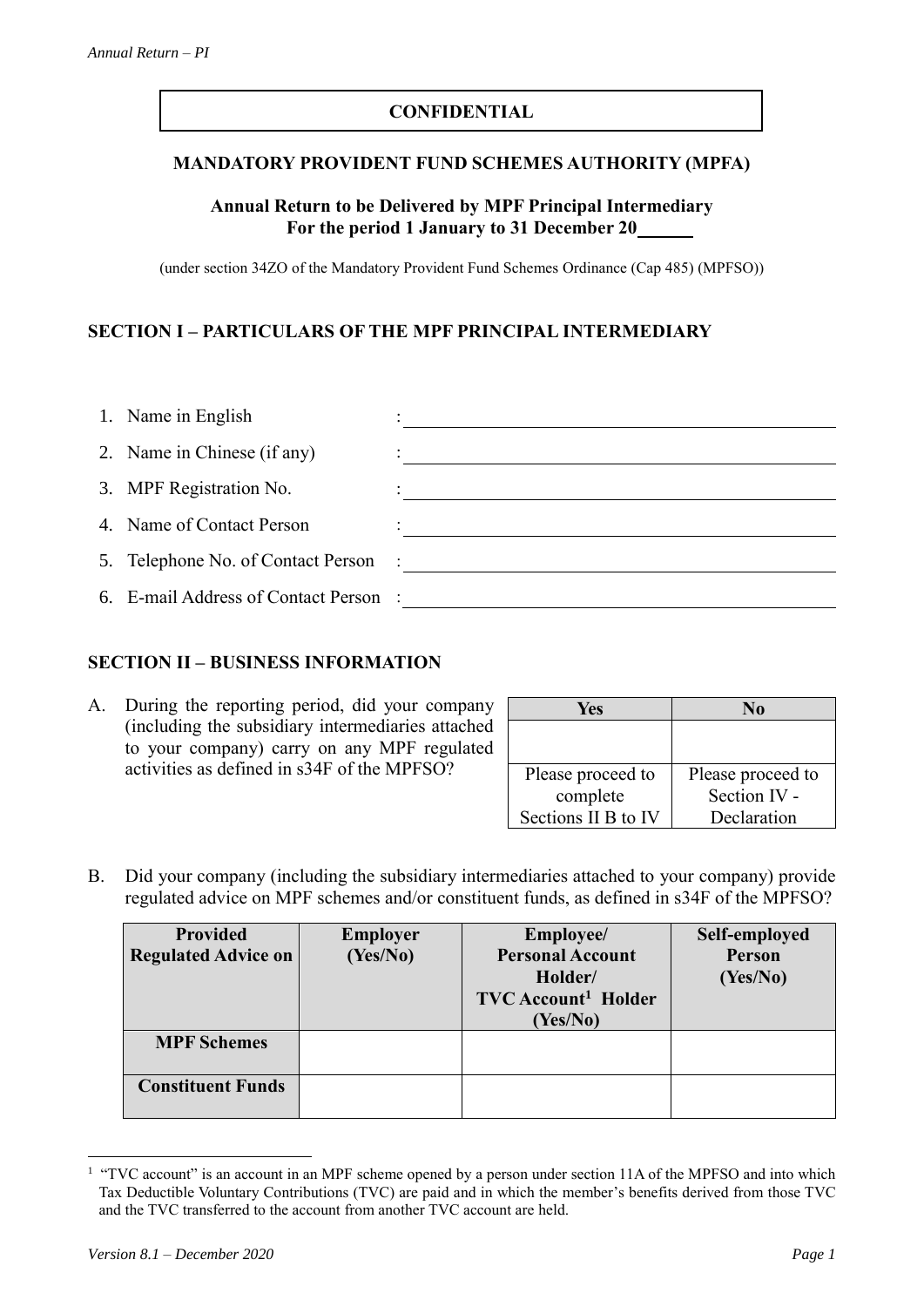**CONFIDENTIAL**

## MANDATORY PROVIDENT FUND SCHEMES AUTHORITY (MPFA)

### Annual Return to be Delivered by MPF Principal Intermediary
### For the period 1 January to 31 December 20\_\_\_\_\_\_

(under section 34ZO of the Mandatory Provident Fund Schemes Ordinance (Cap 485) (MPFSO))

## SECTION I – PARTICULARS OF THE MPF PRINCIPAL INTERMEDIARY

1. Name in English : \_\_\_\_\_\_\_\_\_\_\_\_\_\_\_\_\_\_\_\_\_\_\_\_\_\_\_\_\_\_\_\_\_\_\_\_\_\_\_\_
2. Name in Chinese (if any) : \_\_\_\_\_\_\_\_\_\_\_\_\_\_\_\_\_\_\_\_\_\_\_\_\_\_\_\_\_\_\_\_\_\_\_\_\_\_\_\_
3. MPF Registration No. : \_\_\_\_\_\_\_\_\_\_\_\_\_\_\_\_\_\_\_\_\_\_\_\_\_\_\_\_\_\_\_\_\_\_\_\_\_\_\_\_
4. Name of Contact Person : \_\_\_\_\_\_\_\_\_\_\_\_\_\_\_\_\_\_\_\_\_\_\_\_\_\_\_\_\_\_\_\_\_\_\_\_\_\_\_\_
5. Telephone No. of Contact Person : \_\_\_\_\_\_\_\_\_\_\_\_\_\_\_\_\_\_\_\_\_\_\_\_\_\_\_\_\_\_\_\_\_\_\_\_\_\_\_\_
6. E-mail Address of Contact Person : \_\_\_\_\_\_\_\_\_\_\_\_\_\_\_\_\_\_\_\_\_\_\_\_\_\_\_\_\_\_\_\_\_\_\_\_\_\_\_\_

## SECTION II – BUSINESS INFORMATION

A. During the reporting period, did your company (including the subsidiary intermediaries attached to your company) carry on any MPF regulated activities as defined in s34F of the MPFSO?

| Yes | No |
|---|---|
| | |
| Please proceed to complete Sections II B to IV | Please proceed to Section IV - Declaration |

B. Did your company (including the subsidiary intermediaries attached to your company) provide regulated advice on MPF schemes and/or constituent funds, as defined in s34F of the MPFSO?

| Provided Regulated Advice on | Employer (Yes/No) | Employee/ Personal Account Holder/ TVC Account[1] Holder (Yes/No) | Self-employed Person (Yes/No) |
|---|---|---|---|
| **MPF Schemes** | | | |
| **Constituent Funds** | | | |

[1] "TVC account" is an account in an MPF scheme opened by a person under section 11A of the MPFSO and into which Tax Deductible Voluntary Contributions (TVC) are paid and in which the member's benefits derived from those TVC and the TVC transferred to the account from another TVC account are held.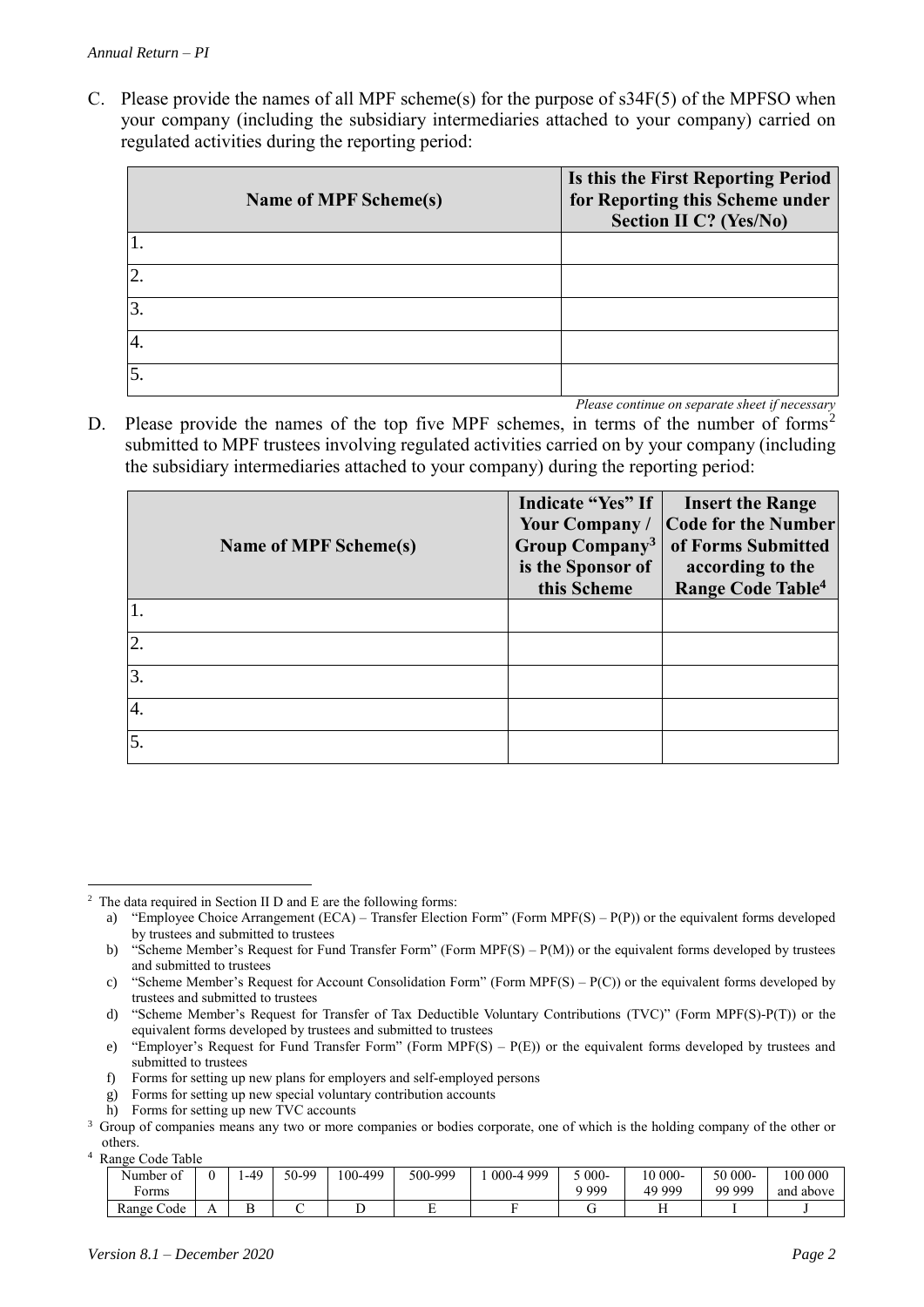C. Please provide the names of all MPF scheme(s) for the purpose of s34F(5) of the MPFSO when your company (including the subsidiary intermediaries attached to your company) carried on regulated activities during the reporting period:

| Name of MPF Scheme(s) | Is this the First Reporting Period for Reporting this Scheme under Section II C? (Yes/No) |
|---|---|
| 1. | |
| 2. | |
| 3. | |
| 4. | |
| 5. | |

*Please continue on separate sheet if necessary*

D. Please provide the names of the top five MPF schemes, in terms of the number of forms[2] submitted to MPF trustees involving regulated activities carried on by your company (including the subsidiary intermediaries attached to your company) during the reporting period:

| Name of MPF Scheme(s) | Indicate "Yes" If Your Company / Group Company[3] is the Sponsor of this Scheme | Insert the Range Code for the Number of Forms Submitted according to the Range Code Table[4] |
|---|---|---|
| 1. | | |
| 2. | | |
| 3. | | |
| 4. | | |
| 5. | | |

---

[2] The data required in Section II D and E are the following forms:

a) "Employee Choice Arrangement (ECA) – Transfer Election Form" (Form MPF(S) – P(P)) or the equivalent forms developed by trustees and submitted to trustees
b) "Scheme Member's Request for Fund Transfer Form" (Form MPF(S) – P(M)) or the equivalent forms developed by trustees and submitted to trustees
c) "Scheme Member's Request for Account Consolidation Form" (Form MPF(S) – P(C)) or the equivalent forms developed by trustees and submitted to trustees
d) "Scheme Member's Request for Transfer of Tax Deductible Voluntary Contributions (TVC)" (Form MPF(S)-P(T)) or the equivalent forms developed by trustees and submitted to trustees
e) "Employer's Request for Fund Transfer Form" (Form MPF(S) – P(E)) or the equivalent forms developed by trustees and submitted to trustees
f) Forms for setting up new plans for employers and self-employed persons
g) Forms for setting up new special voluntary contribution accounts
h) Forms for setting up new TVC accounts

[3] Group of companies means any two or more companies or bodies corporate, one of which is the holding company of the other or others.

[4] Range Code Table

| Number of Forms | 0 | 1-49 | 50-99 | 100-499 | 500-999 | 1 000-4 999 | 5 000-9 999 | 10 000-49 999 | 50 000-99 999 | 100 000 and above |
|---|---|---|---|---|---|---|---|---|---|---|
| Range Code | A | B | C | D | E | F | G | H | I | J |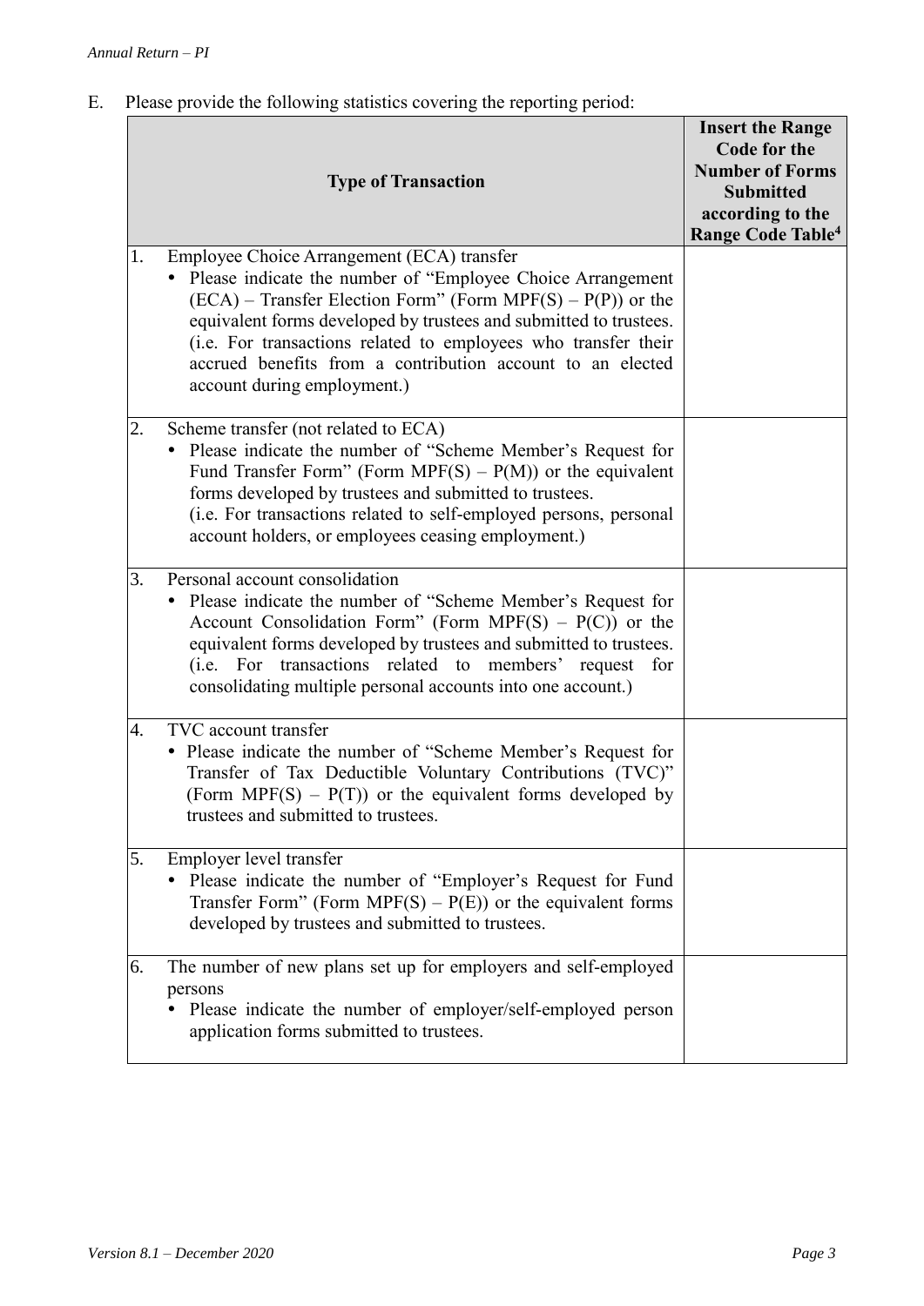E. Please provide the following statistics covering the reporting period:

| Type of Transaction | Insert the Range Code for the Number of Forms Submitted according to the Range Code Table[4] |
|---|---|
| 1. Employee Choice Arrangement (ECA) transfer<br>• Please indicate the number of "Employee Choice Arrangement (ECA) – Transfer Election Form" (Form MPF(S) – P(P)) or the equivalent forms developed by trustees and submitted to trustees. (i.e. For transactions related to employees who transfer their accrued benefits from a contribution account to an elected account during employment.) | |
| 2. Scheme transfer (not related to ECA)<br>• Please indicate the number of "Scheme Member's Request for Fund Transfer Form" (Form MPF(S) – P(M)) or the equivalent forms developed by trustees and submitted to trustees. (i.e. For transactions related to self-employed persons, personal account holders, or employees ceasing employment.) | |
| 3. Personal account consolidation<br>• Please indicate the number of "Scheme Member's Request for Account Consolidation Form" (Form MPF(S) – P(C)) or the equivalent forms developed by trustees and submitted to trustees. (i.e. For transactions related to members' request for consolidating multiple personal accounts into one account.) | |
| 4. TVC account transfer<br>• Please indicate the number of "Scheme Member's Request for Transfer of Tax Deductible Voluntary Contributions (TVC)" (Form MPF(S) – P(T)) or the equivalent forms developed by trustees and submitted to trustees. | |
| 5. Employer level transfer<br>• Please indicate the number of "Employer's Request for Fund Transfer Form" (Form MPF(S) – P(E)) or the equivalent forms developed by trustees and submitted to trustees. | |
| 6. The number of new plans set up for employers and self-employed persons<br>• Please indicate the number of employer/self-employed person application forms submitted to trustees. | |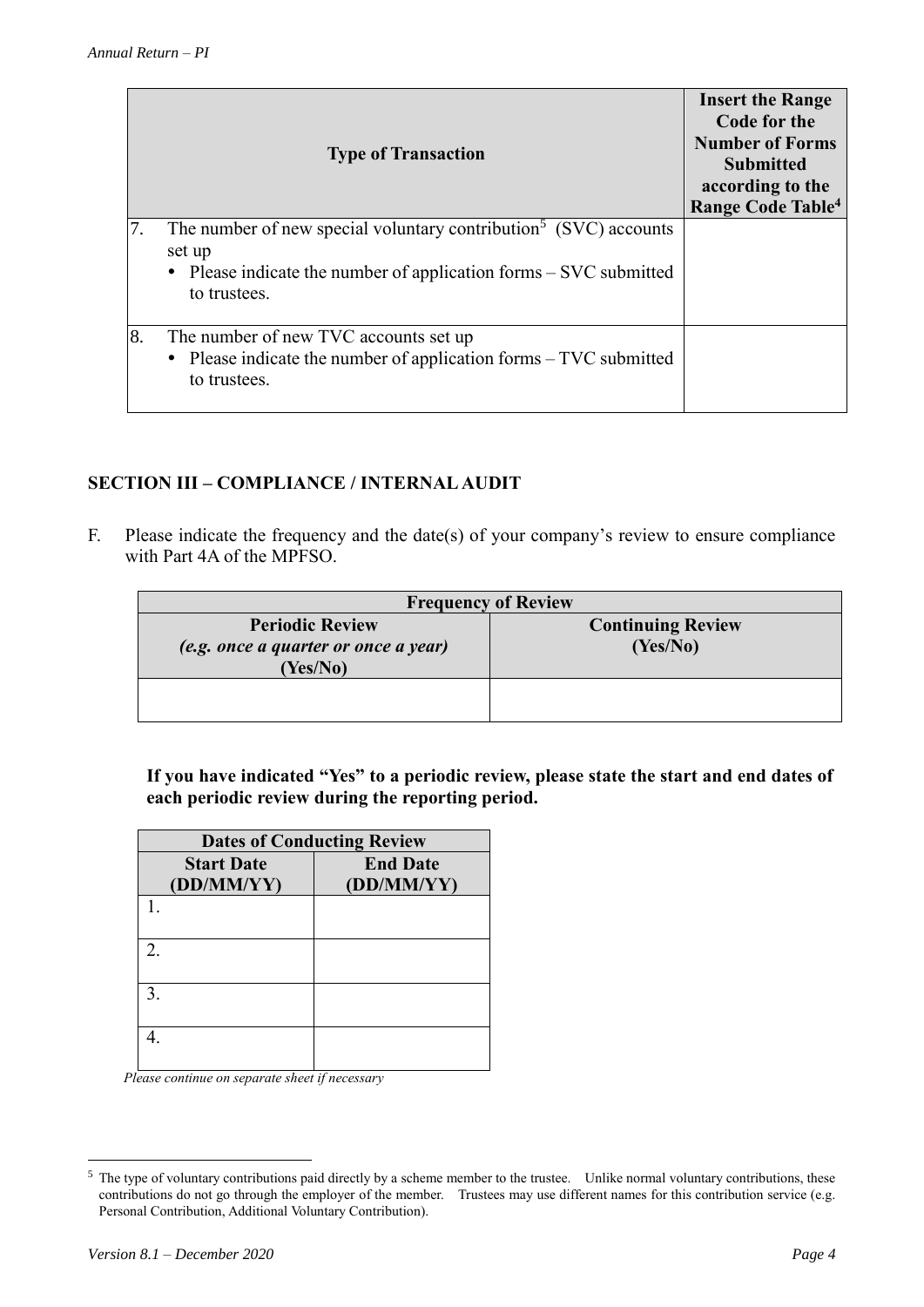| Type of Transaction | Insert the Range Code for the Number of Forms Submitted according to the Range Code Table[4] |
|---|---|
| 7. The number of new special voluntary contribution[5] (SVC) accounts set up<br>• Please indicate the number of application forms – SVC submitted to trustees. | |
| 8. The number of new TVC accounts set up<br>• Please indicate the number of application forms – TVC submitted to trustees. | |

## SECTION III – COMPLIANCE / INTERNAL AUDIT

F. Please indicate the frequency and the date(s) of your company's review to ensure compliance with Part 4A of the MPFSO.

| Frequency of Review | |
|---|---|
| **Periodic Review**<br>*(e.g. once a quarter or once a year)*<br>**(Yes/No)** | **Continuing Review**<br>**(Yes/No)** |
| | |

**If you have indicated "Yes" to a periodic review, please state the start and end dates of each periodic review during the reporting period.**

| Dates of Conducting Review | |
|---|---|
| **Start Date (DD/MM/YY)** | **End Date (DD/MM/YY)** |
| 1. | |
| 2. | |
| 3. | |
| 4. | |

*Please continue on separate sheet if necessary*

[5] The type of voluntary contributions paid directly by a scheme member to the trustee. Unlike normal voluntary contributions, these contributions do not go through the employer of the member. Trustees may use different names for this contribution service (e.g. Personal Contribution, Additional Voluntary Contribution).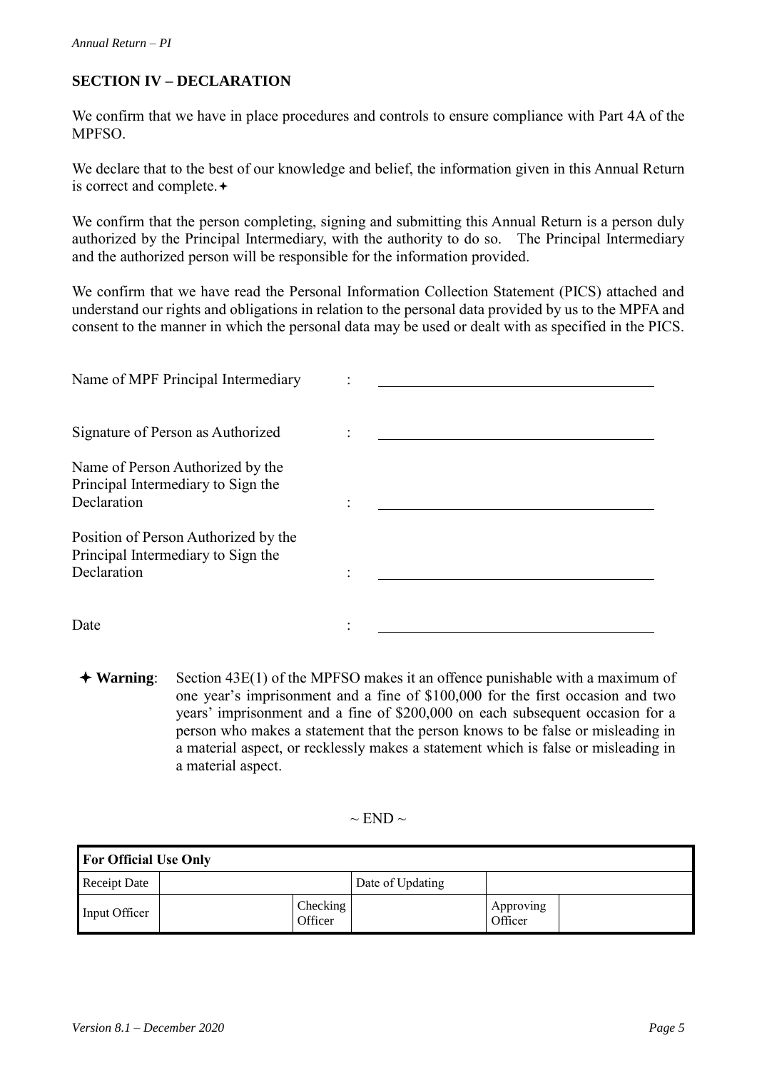## SECTION IV – DECLARATION

We confirm that we have in place procedures and controls to ensure compliance with Part 4A of the MPFSO.

We declare that to the best of our knowledge and belief, the information given in this Annual Return is correct and complete.✦

We confirm that the person completing, signing and submitting this Annual Return is a person duly authorized by the Principal Intermediary, with the authority to do so. The Principal Intermediary and the authorized person will be responsible for the information provided.

We confirm that we have read the Personal Information Collection Statement (PICS) attached and understand our rights and obligations in relation to the personal data provided by us to the MPFA and consent to the manner in which the personal data may be used or dealt with as specified in the PICS.

Name of MPF Principal Intermediary : ______________________________

Signature of Person as Authorized : ______________________________

Name of Person Authorized by the Principal Intermediary to Sign the Declaration : ______________________________

Position of Person Authorized by the Principal Intermediary to Sign the Declaration : ______________________________

Date : ______________________________

✦ **Warning**: Section 43E(1) of the MPFSO makes it an offence punishable with a maximum of one year's imprisonment and a fine of $100,000 for the first occasion and two years' imprisonment and a fine of $200,000 on each subsequent occasion for a person who makes a statement that the person knows to be false or misleading in a material aspect, or recklessly makes a statement which is false or misleading in a material aspect.

~ END ~

| **For Official Use Only** | | | | | |
|---|---|---|---|---|---|
| Receipt Date | | | Date of Updating | | |
| Input Officer | | Checking Officer | | Approving Officer | |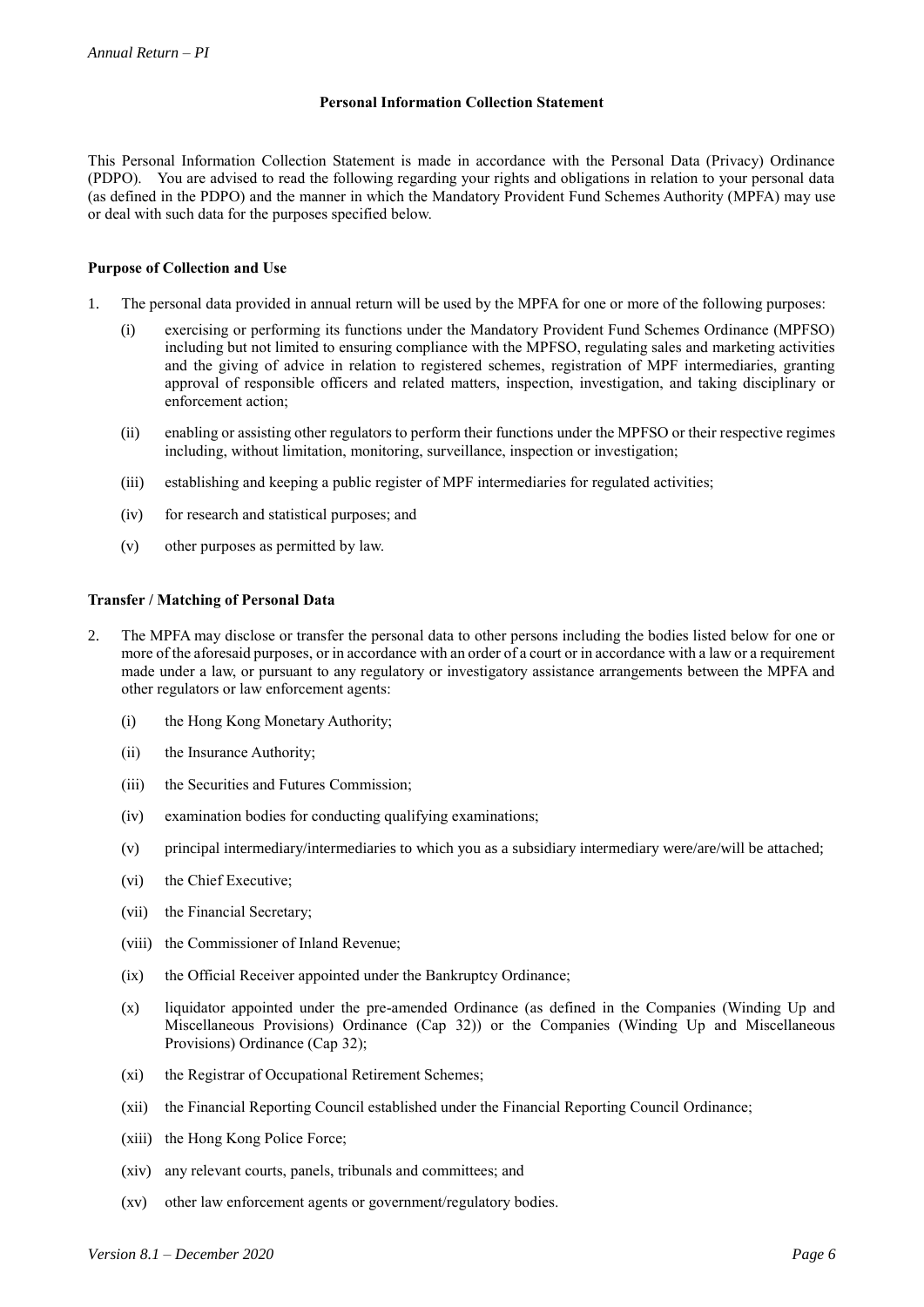**Personal Information Collection Statement**

This Personal Information Collection Statement is made in accordance with the Personal Data (Privacy) Ordinance (PDPO). You are advised to read the following regarding your rights and obligations in relation to your personal data (as defined in the PDPO) and the manner in which the Mandatory Provident Fund Schemes Authority (MPFA) may use or deal with such data for the purposes specified below.

**Purpose of Collection and Use**

1. The personal data provided in annual return will be used by the MPFA for one or more of the following purposes:

   (i) exercising or performing its functions under the Mandatory Provident Fund Schemes Ordinance (MPFSO) including but not limited to ensuring compliance with the MPFSO, regulating sales and marketing activities and the giving of advice in relation to registered schemes, registration of MPF intermediaries, granting approval of responsible officers and related matters, inspection, investigation, and taking disciplinary or enforcement action;

   (ii) enabling or assisting other regulators to perform their functions under the MPFSO or their respective regimes including, without limitation, monitoring, surveillance, inspection or investigation;

   (iii) establishing and keeping a public register of MPF intermediaries for regulated activities;

   (iv) for research and statistical purposes; and

   (v) other purposes as permitted by law.

**Transfer / Matching of Personal Data**

2. The MPFA may disclose or transfer the personal data to other persons including the bodies listed below for one or more of the aforesaid purposes, or in accordance with an order of a court or in accordance with a law or a requirement made under a law, or pursuant to any regulatory or investigatory assistance arrangements between the MPFA and other regulators or law enforcement agents:

   (i) the Hong Kong Monetary Authority;

   (ii) the Insurance Authority;

   (iii) the Securities and Futures Commission;

   (iv) examination bodies for conducting qualifying examinations;

   (v) principal intermediary/intermediaries to which you as a subsidiary intermediary were/are/will be attached;

   (vi) the Chief Executive;

   (vii) the Financial Secretary;

   (viii) the Commissioner of Inland Revenue;

   (ix) the Official Receiver appointed under the Bankruptcy Ordinance;

   (x) liquidator appointed under the pre-amended Ordinance (as defined in the Companies (Winding Up and Miscellaneous Provisions) Ordinance (Cap 32)) or the Companies (Winding Up and Miscellaneous Provisions) Ordinance (Cap 32);

   (xi) the Registrar of Occupational Retirement Schemes;

   (xii) the Financial Reporting Council established under the Financial Reporting Council Ordinance;

   (xiii) the Hong Kong Police Force;

   (xiv) any relevant courts, panels, tribunals and committees; and

   (xv) other law enforcement agents or government/regulatory bodies.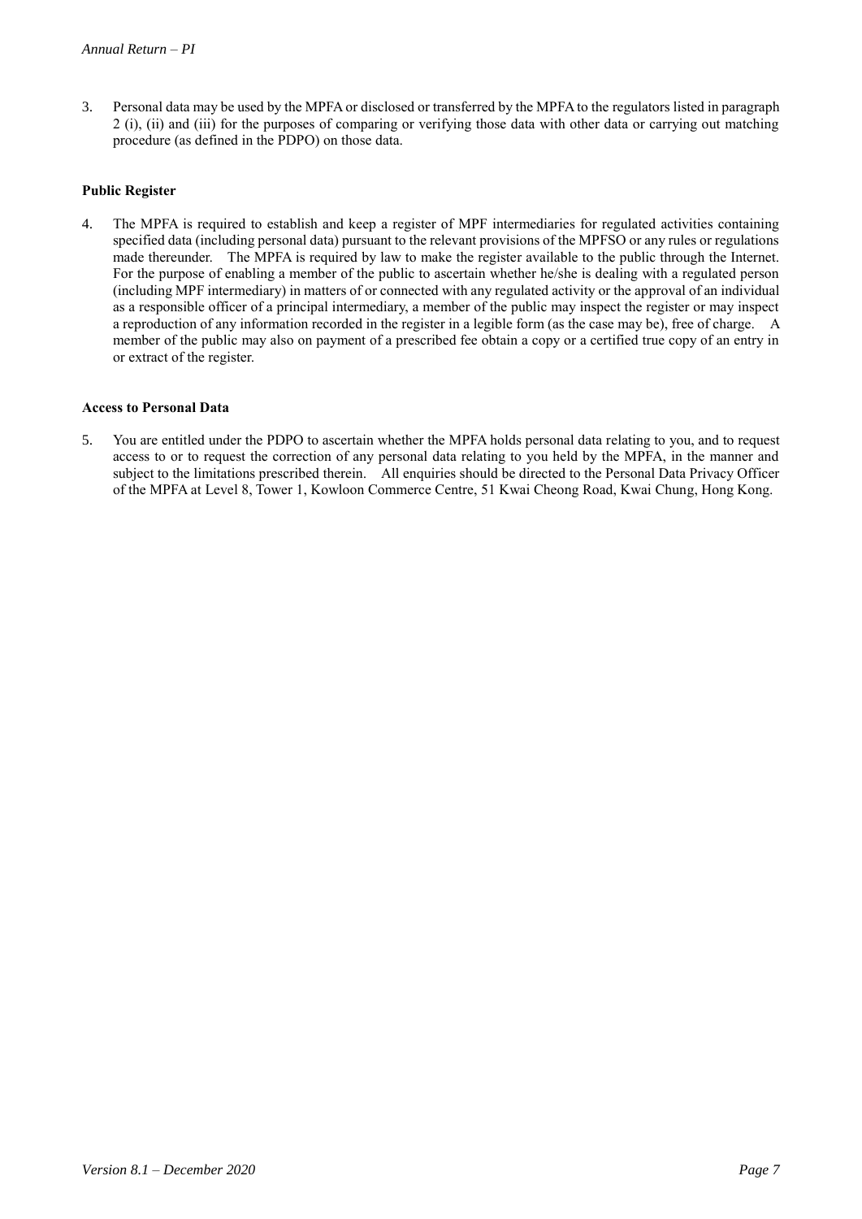3. Personal data may be used by the MPFA or disclosed or transferred by the MPFA to the regulators listed in paragraph 2 (i), (ii) and (iii) for the purposes of comparing or verifying those data with other data or carrying out matching procedure (as defined in the PDPO) on those data.

**Public Register**

4. The MPFA is required to establish and keep a register of MPF intermediaries for regulated activities containing specified data (including personal data) pursuant to the relevant provisions of the MPFSO or any rules or regulations made thereunder. The MPFA is required by law to make the register available to the public through the Internet. For the purpose of enabling a member of the public to ascertain whether he/she is dealing with a regulated person (including MPF intermediary) in matters of or connected with any regulated activity or the approval of an individual as a responsible officer of a principal intermediary, a member of the public may inspect the register or may inspect a reproduction of any information recorded in the register in a legible form (as the case may be), free of charge. A member of the public may also on payment of a prescribed fee obtain a copy or a certified true copy of an entry in or extract of the register.

**Access to Personal Data**

5. You are entitled under the PDPO to ascertain whether the MPFA holds personal data relating to you, and to request access to or to request the correction of any personal data relating to you held by the MPFA, in the manner and subject to the limitations prescribed therein. All enquiries should be directed to the Personal Data Privacy Officer of the MPFA at Level 8, Tower 1, Kowloon Commerce Centre, 51 Kwai Cheong Road, Kwai Chung, Hong Kong.